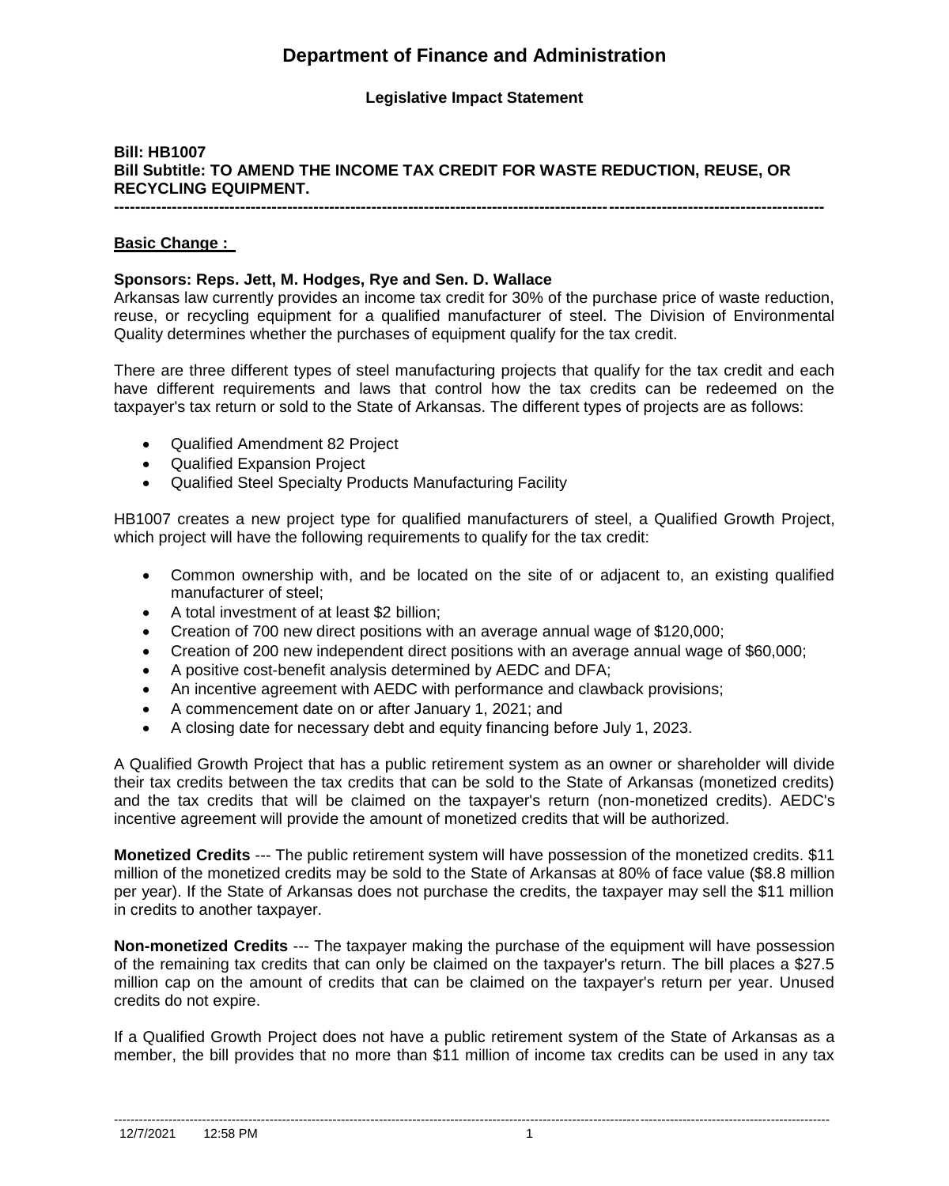# Department of Finance and Administration

**Legislative Impact Statement**

**Bill: HB1007**
**Bill Subtitle: TO AMEND THE INCOME TAX CREDIT FOR WASTE REDUCTION, REUSE, OR RECYCLING EQUIPMENT.**

---

**Basic Change :**

**Sponsors: Reps. Jett, M. Hodges, Rye and Sen. D. Wallace**

Arkansas law currently provides an income tax credit for 30% of the purchase price of waste reduction, reuse, or recycling equipment for a qualified manufacturer of steel. The Division of Environmental Quality determines whether the purchases of equipment qualify for the tax credit.

There are three different types of steel manufacturing projects that qualify for the tax credit and each have different requirements and laws that control how the tax credits can be redeemed on the taxpayer's tax return or sold to the State of Arkansas. The different types of projects are as follows:

- Qualified Amendment 82 Project
- Qualified Expansion Project
- Qualified Steel Specialty Products Manufacturing Facility

HB1007 creates a new project type for qualified manufacturers of steel, a Qualified Growth Project, which project will have the following requirements to qualify for the tax credit:

- Common ownership with, and be located on the site of or adjacent to, an existing qualified manufacturer of steel;
- A total investment of at least $2 billion;
- Creation of 700 new direct positions with an average annual wage of $120,000;
- Creation of 200 new independent direct positions with an average annual wage of $60,000;
- A positive cost-benefit analysis determined by AEDC and DFA;
- An incentive agreement with AEDC with performance and clawback provisions;
- A commencement date on or after January 1, 2021; and
- A closing date for necessary debt and equity financing before July 1, 2023.

A Qualified Growth Project that has a public retirement system as an owner or shareholder will divide their tax credits between the tax credits that can be sold to the State of Arkansas (monetized credits) and the tax credits that will be claimed on the taxpayer's return (non-monetized credits). AEDC's incentive agreement will provide the amount of monetized credits that will be authorized.

**Monetized Credits** --- The public retirement system will have possession of the monetized credits. $11 million of the monetized credits may be sold to the State of Arkansas at 80% of face value ($8.8 million per year). If the State of Arkansas does not purchase the credits, the taxpayer may sell the $11 million in credits to another taxpayer.

**Non-monetized Credits** --- The taxpayer making the purchase of the equipment will have possession of the remaining tax credits that can only be claimed on the taxpayer's return. The bill places a $27.5 million cap on the amount of credits that can be claimed on the taxpayer's return per year. Unused credits do not expire.

If a Qualified Growth Project does not have a public retirement system of the State of Arkansas as a member, the bill provides that no more than $11 million of income tax credits can be used in any tax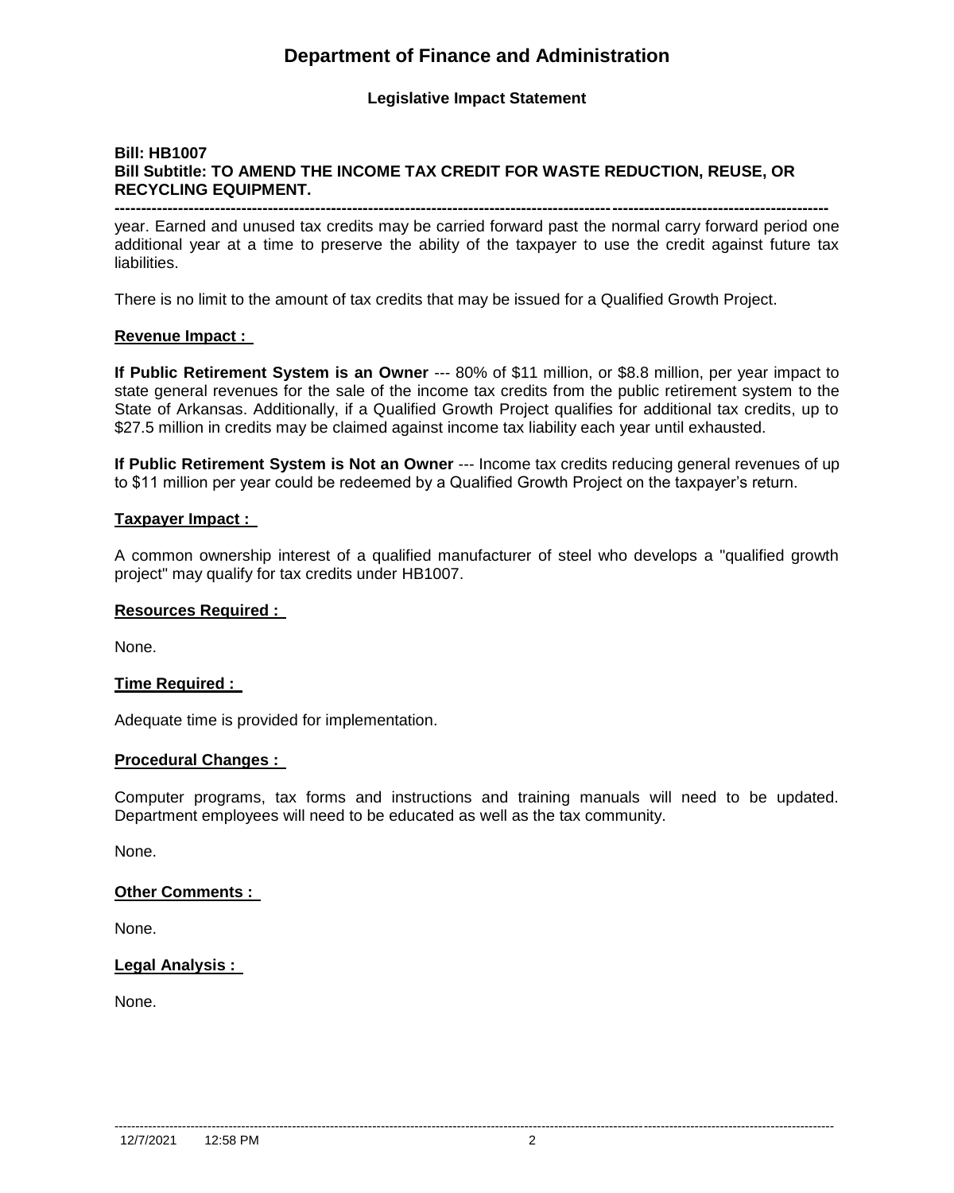# Department of Finance and Administration

**Legislative Impact Statement**

**Bill: HB1007**
**Bill Subtitle: TO AMEND THE INCOME TAX CREDIT FOR WASTE REDUCTION, REUSE, OR RECYCLING EQUIPMENT.**

---

year. Earned and unused tax credits may be carried forward past the normal carry forward period one additional year at a time to preserve the ability of the taxpayer to use the credit against future tax liabilities.

There is no limit to the amount of tax credits that may be issued for a Qualified Growth Project.

**Revenue Impact :**

**If Public Retirement System is an Owner** --- 80% of $11 million, or $8.8 million, per year impact to state general revenues for the sale of the income tax credits from the public retirement system to the State of Arkansas. Additionally, if a Qualified Growth Project qualifies for additional tax credits, up to $27.5 million in credits may be claimed against income tax liability each year until exhausted.

**If Public Retirement System is Not an Owner** --- Income tax credits reducing general revenues of up to $11 million per year could be redeemed by a Qualified Growth Project on the taxpayer's return.

**Taxpayer Impact :**

A common ownership interest of a qualified manufacturer of steel who develops a "qualified growth project" may qualify for tax credits under HB1007.

**Resources Required :**

None.

**Time Required :**

Adequate time is provided for implementation.

**Procedural Changes :**

Computer programs, tax forms and instructions and training manuals will need to be updated. Department employees will need to be educated as well as the tax community.

None.

**Other Comments :**

None.

**Legal Analysis :**

None.